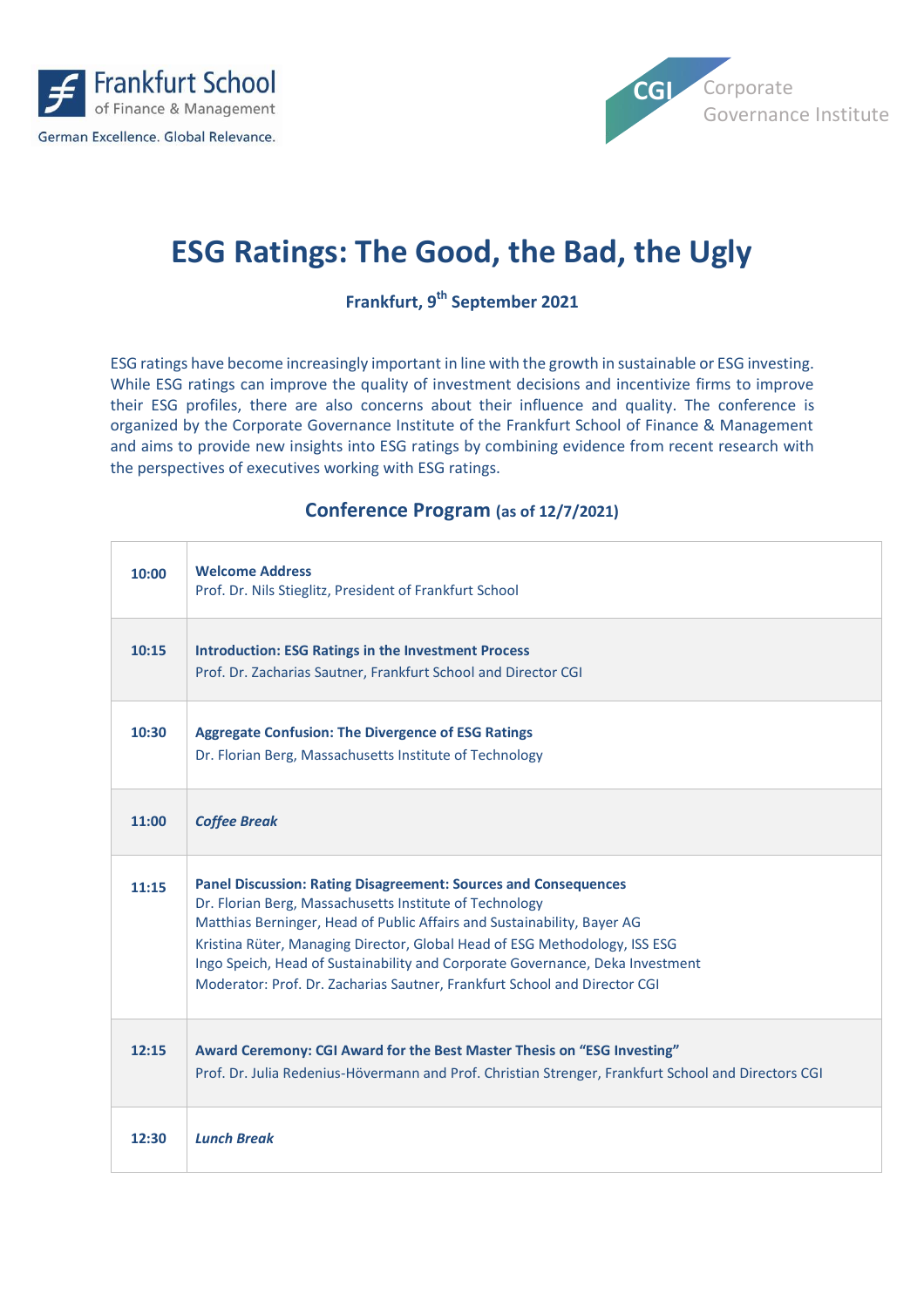Frankfurt School of Finance & Management
German Excellence. Global Relevance.

CGI Corporate Governance Institute

# ESG Ratings: The Good, the Bad, the Ugly

**Frankfurt, 9th September 2021**

ESG ratings have become increasingly important in line with the growth in sustainable or ESG investing. While ESG ratings can improve the quality of investment decisions and incentivize firms to improve their ESG profiles, there are also concerns about their influence and quality. The conference is organized by the Corporate Governance Institute of the Frankfurt School of Finance & Management and aims to provide new insights into ESG ratings by combining evidence from recent research with the perspectives of executives working with ESG ratings.

## Conference Program (as of 12/7/2021)

| Time | Program |
|---|---|
| **10:00** | **Welcome Address**<br>Prof. Dr. Nils Stieglitz, President of Frankfurt School |
| **10:15** | **Introduction: ESG Ratings in the Investment Process**<br>Prof. Dr. Zacharias Sautner, Frankfurt School and Director CGI |
| **10:30** | **Aggregate Confusion: The Divergence of ESG Ratings**<br>Dr. Florian Berg, Massachusetts Institute of Technology |
| **11:00** | ***Coffee Break*** |
| **11:15** | **Panel Discussion: Rating Disagreement: Sources and Consequences**<br>Dr. Florian Berg, Massachusetts Institute of Technology<br>Matthias Berninger, Head of Public Affairs and Sustainability, Bayer AG<br>Kristina Rüter, Managing Director, Global Head of ESG Methodology, ISS ESG<br>Ingo Speich, Head of Sustainability and Corporate Governance, Deka Investment<br>Moderator: Prof. Dr. Zacharias Sautner, Frankfurt School and Director CGI |
| **12:15** | **Award Ceremony: CGI Award for the Best Master Thesis on "ESG Investing"**<br>Prof. Dr. Julia Redenius-Hövermann and Prof. Christian Strenger, Frankfurt School and Directors CGI |
| **12:30** | ***Lunch Break*** |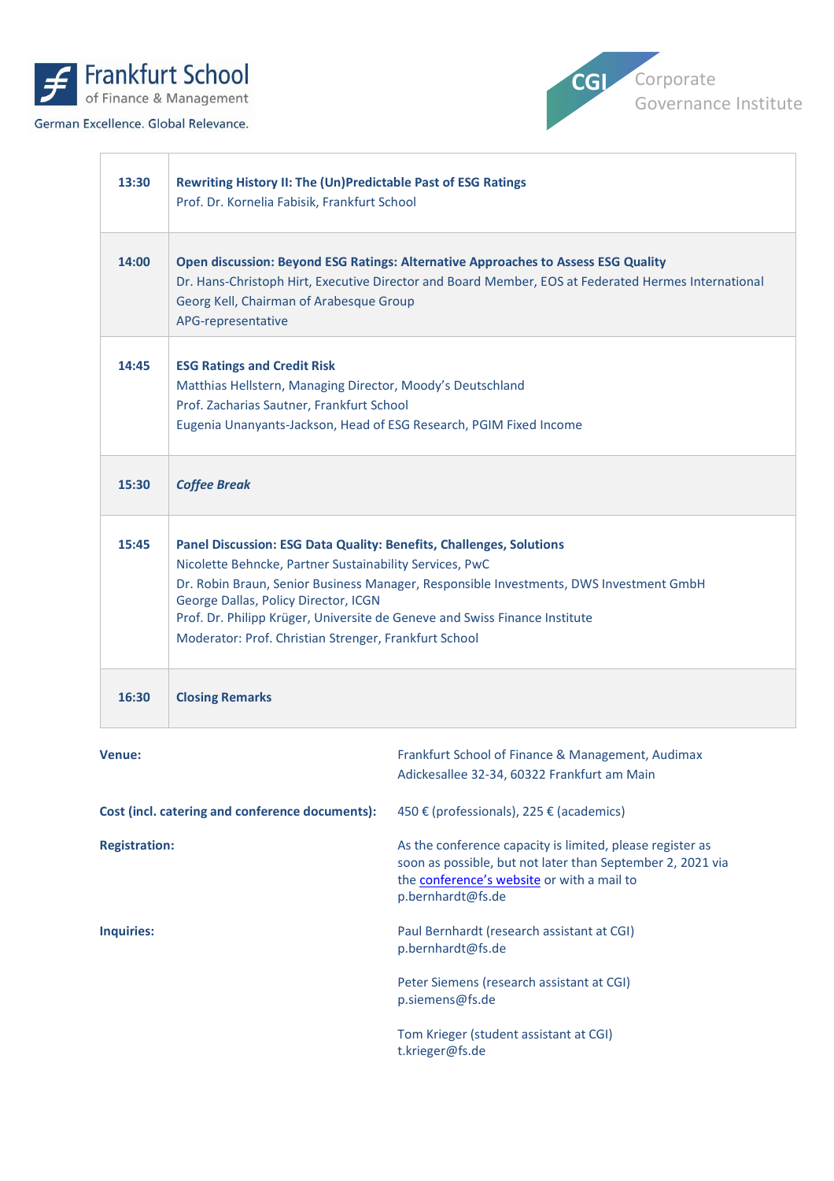| | |
|---|---|
| **13:30** | **Rewriting History II: The (Un)Predictable Past of ESG Ratings**<br>Prof. Dr. Kornelia Fabisik, Frankfurt School |
| **14:00** | **Open discussion: Beyond ESG Ratings: Alternative Approaches to Assess ESG Quality**<br>Dr. Hans-Christoph Hirt, Executive Director and Board Member, EOS at Federated Hermes International<br>Georg Kell, Chairman of Arabesque Group<br>APG-representative |
| **14:45** | **ESG Ratings and Credit Risk**<br>Matthias Hellstern, Managing Director, Moody's Deutschland<br>Prof. Zacharias Sautner, Frankfurt School<br>Eugenia Unanyants-Jackson, Head of ESG Research, PGIM Fixed Income |
| **15:30** | ***Coffee Break*** |
| **15:45** | **Panel Discussion: ESG Data Quality: Benefits, Challenges, Solutions**<br>Nicolette Behncke, Partner Sustainability Services, PwC<br>Dr. Robin Braun, Senior Business Manager, Responsible Investments, DWS Investment GmbH<br>George Dallas, Policy Director, ICGN<br>Prof. Dr. Philipp Krüger, Universite de Geneve and Swiss Finance Institute<br>Moderator: Prof. Christian Strenger, Frankfurt School |
| **16:30** | **Closing Remarks** |

**Venue:**
Frankfurt School of Finance & Management, Audimax
Adickesallee 32-34, 60322 Frankfurt am Main

**Cost (incl. catering and conference documents):**
450 € (professionals), 225 € (academics)

**Registration:**
As the conference capacity is limited, please register as soon as possible, but not later than September 2, 2021 via the conference's website or with a mail to p.bernhardt@fs.de

**Inquiries:**
Paul Bernhardt (research assistant at CGI)
p.bernhardt@fs.de

Peter Siemens (research assistant at CGI)
p.siemens@fs.de

Tom Krieger (student assistant at CGI)
t.krieger@fs.de